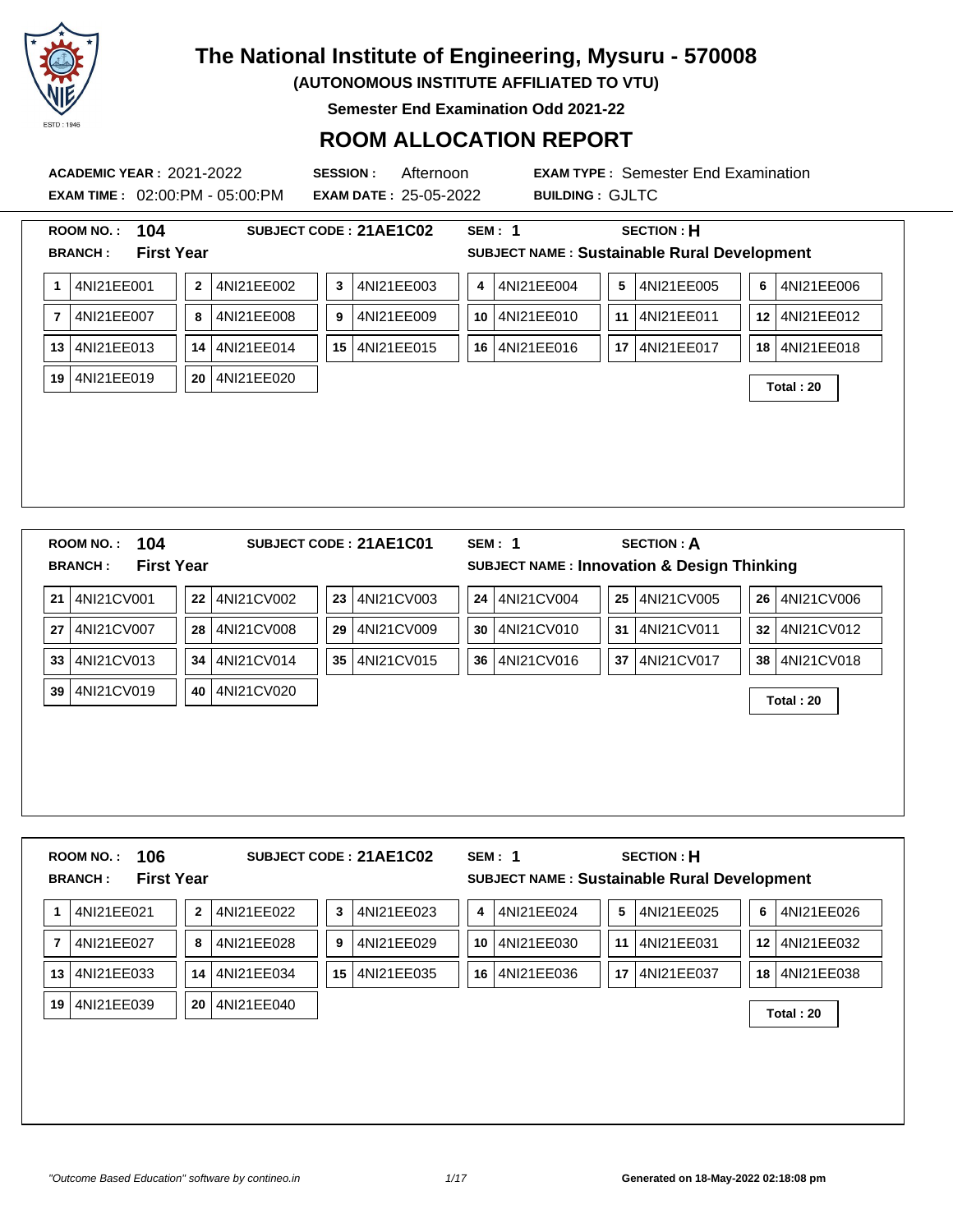# The National Institute of Engineering, Mysuru - 570008

**(AUTONOMOUS INSTITUTE AFFILIATED TO VTU)**

**Semester End Examination Odd 2021-22**

## ROOM ALLOCATION REPORT

**ACADEMIC YEAR :** 2021-2022 **SESSION :** Afternoon **EXAM TYPE :** Semester End Examination

**EXAM TIME :** 02:00:PM - 05:00:PM **EXAM DATE :** 25-05-2022 **BUILDING :** GJLTC

---

**ROOM NO. :** 104 **SUBJECT CODE :** 21AE1C02 **SEM :** 1 **SECTION :** H

**BRANCH :** First Year **SUBJECT NAME :** Sustainable Rural Development

| | | | | | | | | | | | |
|---|---|---|---|---|---|---|---|---|---|---|---|
| 1 | 4NI21EE001 | 2 | 4NI21EE002 | 3 | 4NI21EE003 | 4 | 4NI21EE004 | 5 | 4NI21EE005 | 6 | 4NI21EE006 |
| 7 | 4NI21EE007 | 8 | 4NI21EE008 | 9 | 4NI21EE009 | 10 | 4NI21EE010 | 11 | 4NI21EE011 | 12 | 4NI21EE012 |
| 13 | 4NI21EE013 | 14 | 4NI21EE014 | 15 | 4NI21EE015 | 16 | 4NI21EE016 | 17 | 4NI21EE017 | 18 | 4NI21EE018 |
| 19 | 4NI21EE019 | 20 | 4NI21EE020 | | | | | | | | |

**Total : 20**

---

**ROOM NO. :** 104 **SUBJECT CODE :** 21AE1C01 **SEM :** 1 **SECTION :** A

**BRANCH :** First Year **SUBJECT NAME :** Innovation & Design Thinking

| | | | | | | | | | | | |
|---|---|---|---|---|---|---|---|---|---|---|---|
| 21 | 4NI21CV001 | 22 | 4NI21CV002 | 23 | 4NI21CV003 | 24 | 4NI21CV004 | 25 | 4NI21CV005 | 26 | 4NI21CV006 |
| 27 | 4NI21CV007 | 28 | 4NI21CV008 | 29 | 4NI21CV009 | 30 | 4NI21CV010 | 31 | 4NI21CV011 | 32 | 4NI21CV012 |
| 33 | 4NI21CV013 | 34 | 4NI21CV014 | 35 | 4NI21CV015 | 36 | 4NI21CV016 | 37 | 4NI21CV017 | 38 | 4NI21CV018 |
| 39 | 4NI21CV019 | 40 | 4NI21CV020 | | | | | | | | |

**Total : 20**

---

**ROOM NO. :** 106 **SUBJECT CODE :** 21AE1C02 **SEM :** 1 **SECTION :** H

**BRANCH :** First Year **SUBJECT NAME :** Sustainable Rural Development

| | | | | | | | | | | | |
|---|---|---|---|---|---|---|---|---|---|---|---|
| 1 | 4NI21EE021 | 2 | 4NI21EE022 | 3 | 4NI21EE023 | 4 | 4NI21EE024 | 5 | 4NI21EE025 | 6 | 4NI21EE026 |
| 7 | 4NI21EE027 | 8 | 4NI21EE028 | 9 | 4NI21EE029 | 10 | 4NI21EE030 | 11 | 4NI21EE031 | 12 | 4NI21EE032 |
| 13 | 4NI21EE033 | 14 | 4NI21EE034 | 15 | 4NI21EE035 | 16 | 4NI21EE036 | 17 | 4NI21EE037 | 18 | 4NI21EE038 |
| 19 | 4NI21EE039 | 20 | 4NI21EE040 | | | | | | | | |

**Total : 20**

*"Outcome Based Education" software by contineo.in* **Generated on 18-May-2022 02:18:08 pm**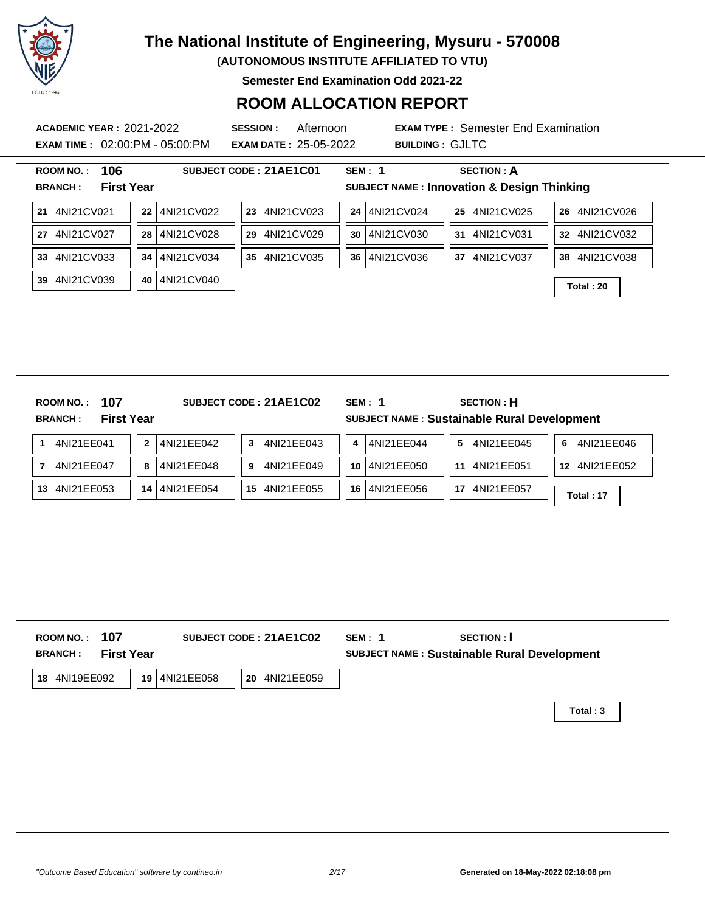# The National Institute of Engineering, Mysuru - 570008

**(AUTONOMOUS INSTITUTE AFFILIATED TO VTU)**

**Semester End Examination Odd 2021-22**

## ROOM ALLOCATION REPORT

**ACADEMIC YEAR :** 2021-2022 **SESSION :** Afternoon **EXAM TYPE :** Semester End Examination

**EXAM TIME :** 02:00:PM - 05:00:PM **EXAM DATE :** 25-05-2022 **BUILDING :** GJLTC

---

**ROOM NO. :** 106 **SUBJECT CODE :** 21AE1C01 **SEM :** 1 **SECTION :** A

**BRANCH :** First Year **SUBJECT NAME :** Innovation & Design Thinking

| | | | | | |
|---|---|---|---|---|---|
| 21 4NI21CV021 | 22 4NI21CV022 | 23 4NI21CV023 | 24 4NI21CV024 | 25 4NI21CV025 | 26 4NI21CV026 |
| 27 4NI21CV027 | 28 4NI21CV028 | 29 4NI21CV029 | 30 4NI21CV030 | 31 4NI21CV031 | 32 4NI21CV032 |
| 33 4NI21CV033 | 34 4NI21CV034 | 35 4NI21CV035 | 36 4NI21CV036 | 37 4NI21CV037 | 38 4NI21CV038 |
| 39 4NI21CV039 | 40 4NI21CV040 | | | | |

**Total : 20**

---

**ROOM NO. :** 107 **SUBJECT CODE :** 21AE1C02 **SEM :** 1 **SECTION :** H

**BRANCH :** First Year **SUBJECT NAME :** Sustainable Rural Development

| | | | | | |
|---|---|---|---|---|---|
| 1 4NI21EE041 | 2 4NI21EE042 | 3 4NI21EE043 | 4 4NI21EE044 | 5 4NI21EE045 | 6 4NI21EE046 |
| 7 4NI21EE047 | 8 4NI21EE048 | 9 4NI21EE049 | 10 4NI21EE050 | 11 4NI21EE051 | 12 4NI21EE052 |
| 13 4NI21EE053 | 14 4NI21EE054 | 15 4NI21EE055 | 16 4NI21EE056 | 17 4NI21EE057 | |

**Total : 17**

---

**ROOM NO. :** 107 **SUBJECT CODE :** 21AE1C02 **SEM :** 1 **SECTION :** I

**BRANCH :** First Year **SUBJECT NAME :** Sustainable Rural Development

| | | |
|---|---|---|
| 18 4NI19EE092 | 19 4NI21EE058 | 20 4NI21EE059 |

**Total : 3**

---

*"Outcome Based Education" software by contineo.in* **Generated on 18-May-2022 02:18:08 pm**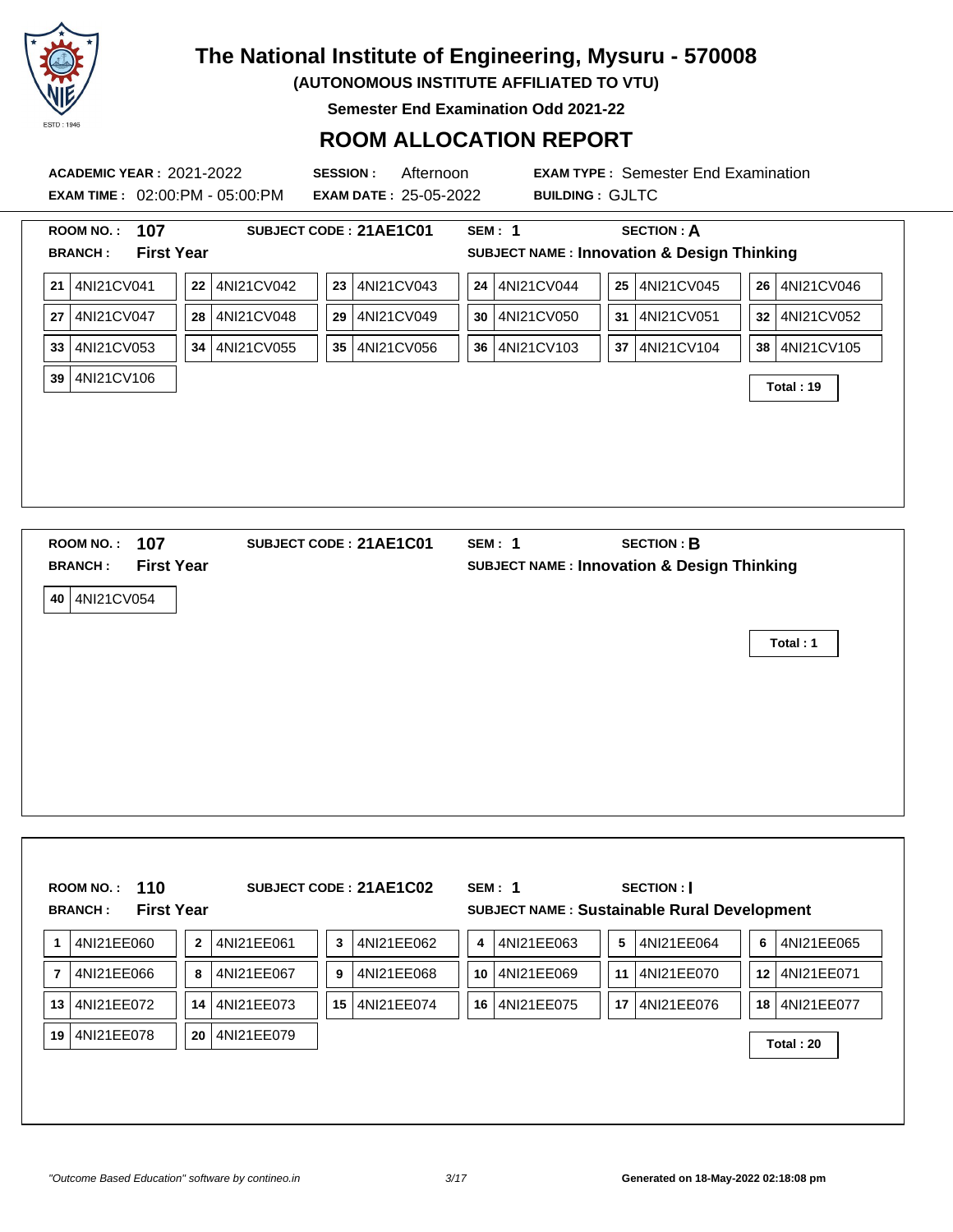# The National Institute of Engineering, Mysuru - 570008

**(AUTONOMOUS INSTITUTE AFFILIATED TO VTU)**

**Semester End Examination Odd 2021-22**

## ROOM ALLOCATION REPORT

**ACADEMIC YEAR :** 2021-2022 **SESSION :** Afternoon **EXAM TYPE :** Semester End Examination

**EXAM TIME :** 02:00:PM - 05:00:PM **EXAM DATE :** 25-05-2022 **BUILDING :** GJLTC

---

**ROOM NO. :** **107** **SUBJECT CODE :** **21AE1C01** **SEM :** **1** **SECTION :** **A**

**BRANCH :** **First Year** **SUBJECT NAME :** **Innovation & Design Thinking**

| | | | | | | | | | | | |
|---|---|---|---|---|---|---|---|---|---|---|---|
| 21 | 4NI21CV041 | 22 | 4NI21CV042 | 23 | 4NI21CV043 | 24 | 4NI21CV044 | 25 | 4NI21CV045 | 26 | 4NI21CV046 |
| 27 | 4NI21CV047 | 28 | 4NI21CV048 | 29 | 4NI21CV049 | 30 | 4NI21CV050 | 31 | 4NI21CV051 | 32 | 4NI21CV052 |
| 33 | 4NI21CV053 | 34 | 4NI21CV055 | 35 | 4NI21CV056 | 36 | 4NI21CV103 | 37 | 4NI21CV104 | 38 | 4NI21CV105 |
| 39 | 4NI21CV106 | | | | | | | | | | |

**Total : 19**

---

**ROOM NO. :** **107** **SUBJECT CODE :** **21AE1C01** **SEM :** **1** **SECTION :** **B**

**BRANCH :** **First Year** **SUBJECT NAME :** **Innovation & Design Thinking**

| | |
|---|---|
| 40 | 4NI21CV054 |

**Total : 1**

---

**ROOM NO. :** **110** **SUBJECT CODE :** **21AE1C02** **SEM :** **1** **SECTION :** **I**

**BRANCH :** **First Year** **SUBJECT NAME :** **Sustainable Rural Development**

| | | | | | | | | | | | |
|---|---|---|---|---|---|---|---|---|---|---|---|
| 1 | 4NI21EE060 | 2 | 4NI21EE061 | 3 | 4NI21EE062 | 4 | 4NI21EE063 | 5 | 4NI21EE064 | 6 | 4NI21EE065 |
| 7 | 4NI21EE066 | 8 | 4NI21EE067 | 9 | 4NI21EE068 | 10 | 4NI21EE069 | 11 | 4NI21EE070 | 12 | 4NI21EE071 |
| 13 | 4NI21EE072 | 14 | 4NI21EE073 | 15 | 4NI21EE074 | 16 | 4NI21EE075 | 17 | 4NI21EE076 | 18 | 4NI21EE077 |
| 19 | 4NI21EE078 | 20 | 4NI21EE079 | | | | | | | | |

**Total : 20**

*"Outcome Based Education" software by contineo.in* **Generated on 18-May-2022 02:18:08 pm**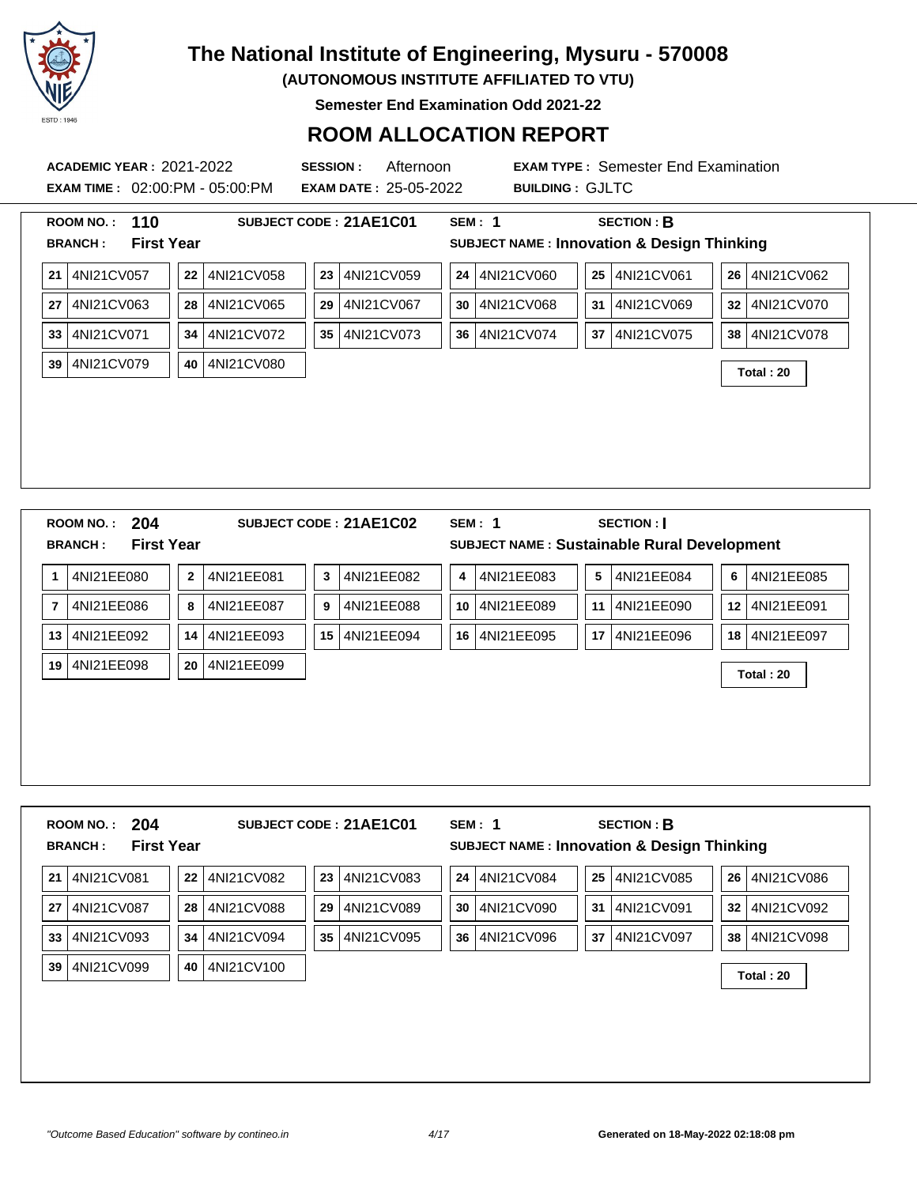# The National Institute of Engineering, Mysuru - 570008

**(AUTONOMOUS INSTITUTE AFFILIATED TO VTU)**

**Semester End Examination Odd 2021-22**

## ROOM ALLOCATION REPORT

**ACADEMIC YEAR :** 2021-2022 **SESSION :** Afternoon **EXAM TYPE :** Semester End Examination

**EXAM TIME :** 02:00:PM - 05:00:PM **EXAM DATE :** 25-05-2022 **BUILDING :** GJLTC

---

**ROOM NO. :** 110 **SUBJECT CODE :** 21AE1C01 **SEM :** 1 **SECTION :** B

**BRANCH :** First Year **SUBJECT NAME :** Innovation & Design Thinking

| | | | | | |
|---|---|---|---|---|---|
| 21 4NI21CV057 | 22 4NI21CV058 | 23 4NI21CV059 | 24 4NI21CV060 | 25 4NI21CV061 | 26 4NI21CV062 |
| 27 4NI21CV063 | 28 4NI21CV065 | 29 4NI21CV067 | 30 4NI21CV068 | 31 4NI21CV069 | 32 4NI21CV070 |
| 33 4NI21CV071 | 34 4NI21CV072 | 35 4NI21CV073 | 36 4NI21CV074 | 37 4NI21CV075 | 38 4NI21CV078 |
| 39 4NI21CV079 | 40 4NI21CV080 | | | | |

**Total : 20**

---

**ROOM NO. :** 204 **SUBJECT CODE :** 21AE1C02 **SEM :** 1 **SECTION :** I

**BRANCH :** First Year **SUBJECT NAME :** Sustainable Rural Development

| | | | | | |
|---|---|---|---|---|---|
| 1 4NI21EE080 | 2 4NI21EE081 | 3 4NI21EE082 | 4 4NI21EE083 | 5 4NI21EE084 | 6 4NI21EE085 |
| 7 4NI21EE086 | 8 4NI21EE087 | 9 4NI21EE088 | 10 4NI21EE089 | 11 4NI21EE090 | 12 4NI21EE091 |
| 13 4NI21EE092 | 14 4NI21EE093 | 15 4NI21EE094 | 16 4NI21EE095 | 17 4NI21EE096 | 18 4NI21EE097 |
| 19 4NI21EE098 | 20 4NI21EE099 | | | | |

**Total : 20**

---

**ROOM NO. :** 204 **SUBJECT CODE :** 21AE1C01 **SEM :** 1 **SECTION :** B

**BRANCH :** First Year **SUBJECT NAME :** Innovation & Design Thinking

| | | | | | |
|---|---|---|---|---|---|
| 21 4NI21CV081 | 22 4NI21CV082 | 23 4NI21CV083 | 24 4NI21CV084 | 25 4NI21CV085 | 26 4NI21CV086 |
| 27 4NI21CV087 | 28 4NI21CV088 | 29 4NI21CV089 | 30 4NI21CV090 | 31 4NI21CV091 | 32 4NI21CV092 |
| 33 4NI21CV093 | 34 4NI21CV094 | 35 4NI21CV095 | 36 4NI21CV096 | 37 4NI21CV097 | 38 4NI21CV098 |
| 39 4NI21CV099 | 40 4NI21CV100 | | | | |

**Total : 20**

*"Outcome Based Education" software by contineo.in*

**Generated on 18-May-2022 02:18:08 pm**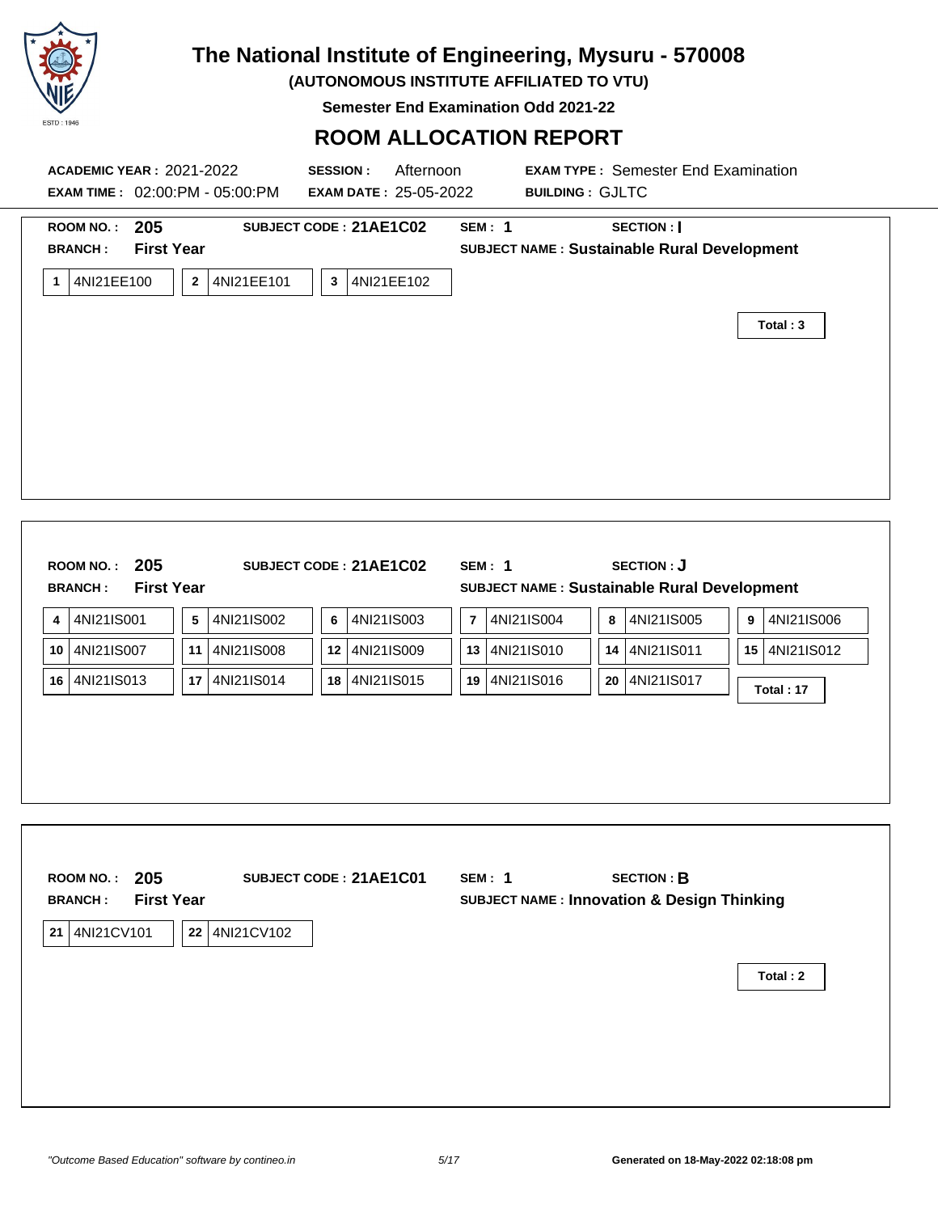# The National Institute of Engineering, Mysuru - 570008

**(AUTONOMOUS INSTITUTE AFFILIATED TO VTU)**

**Semester End Examination Odd 2021-22**

## ROOM ALLOCATION REPORT

**ACADEMIC YEAR :** 2021-2022 **SESSION :** Afternoon **EXAM TYPE :** Semester End Examination

**EXAM TIME :** 02:00:PM - 05:00:PM **EXAM DATE :** 25-05-2022 **BUILDING :** GJLTC

---

**ROOM NO. :** 205 **SUBJECT CODE : 21AE1C02** **SEM : 1** **SECTION : I**

**BRANCH :** First Year **SUBJECT NAME : Sustainable Rural Development**

| | | | | | |
|---|---|---|---|---|---|
| 1 | 4NI21EE100 | 2 | 4NI21EE101 | 3 | 4NI21EE102 |

**Total : 3**

---

**ROOM NO. :** 205 **SUBJECT CODE : 21AE1C02** **SEM : 1** **SECTION : J**

**BRANCH :** First Year **SUBJECT NAME : Sustainable Rural Development**

| | | | | | | | | | | | |
|---|---|---|---|---|---|---|---|---|---|---|---|
| 4 | 4NI21IS001 | 5 | 4NI21IS002 | 6 | 4NI21IS003 | 7 | 4NI21IS004 | 8 | 4NI21IS005 | 9 | 4NI21IS006 |
| 10 | 4NI21IS007 | 11 | 4NI21IS008 | 12 | 4NI21IS009 | 13 | 4NI21IS010 | 14 | 4NI21IS011 | 15 | 4NI21IS012 |
| 16 | 4NI21IS013 | 17 | 4NI21IS014 | 18 | 4NI21IS015 | 19 | 4NI21IS016 | 20 | 4NI21IS017 | | |

**Total : 17**

---

**ROOM NO. :** 205 **SUBJECT CODE : 21AE1C01** **SEM : 1** **SECTION : B**

**BRANCH :** First Year **SUBJECT NAME : Innovation & Design Thinking**

| | | | |
|---|---|---|---|
| 21 | 4NI21CV101 | 22 | 4NI21CV102 |

**Total : 2**

*"Outcome Based Education" software by contineo.in*

**Generated on 18-May-2022 02:18:08 pm**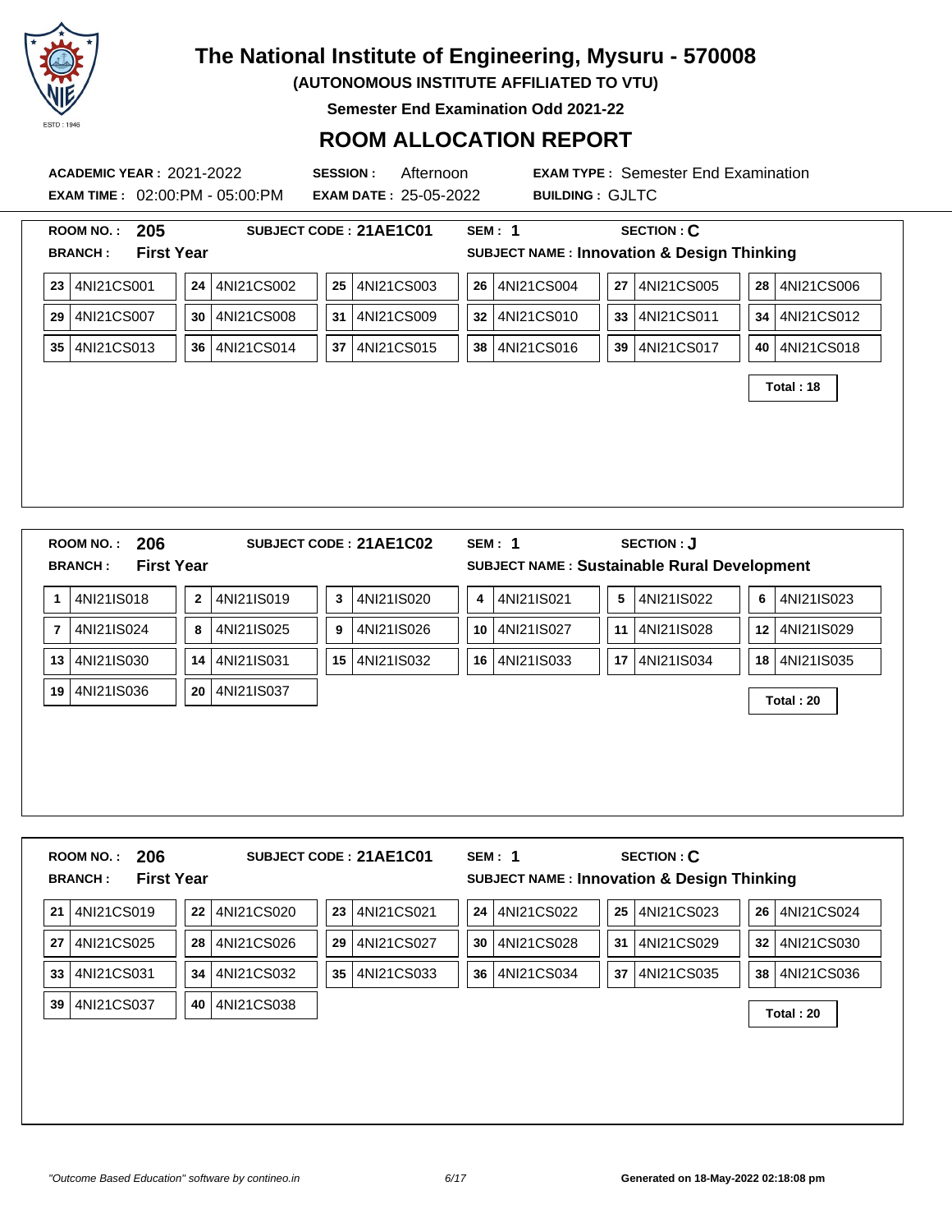# The National Institute of Engineering, Mysuru - 570008

**(AUTONOMOUS INSTITUTE AFFILIATED TO VTU)**

**Semester End Examination Odd 2021-22**

## ROOM ALLOCATION REPORT

**ACADEMIC YEAR :** 2021-2022 **SESSION :** Afternoon **EXAM TYPE :** Semester End Examination

**EXAM TIME :** 02:00:PM - 05:00:PM **EXAM DATE :** 25-05-2022 **BUILDING :** GJLTC

---

**ROOM NO. :** 205 **SUBJECT CODE :** 21AE1C01 **SEM :** 1 **SECTION :** C

**BRANCH :** First Year **SUBJECT NAME :** Innovation & Design Thinking

| | | | | | |
|---|---|---|---|---|---|
| 23 4NI21CS001 | 24 4NI21CS002 | 25 4NI21CS003 | 26 4NI21CS004 | 27 4NI21CS005 | 28 4NI21CS006 |
| 29 4NI21CS007 | 30 4NI21CS008 | 31 4NI21CS009 | 32 4NI21CS010 | 33 4NI21CS011 | 34 4NI21CS012 |
| 35 4NI21CS013 | 36 4NI21CS014 | 37 4NI21CS015 | 38 4NI21CS016 | 39 4NI21CS017 | 40 4NI21CS018 |

**Total : 18**

---

**ROOM NO. :** 206 **SUBJECT CODE :** 21AE1C02 **SEM :** 1 **SECTION :** J

**BRANCH :** First Year **SUBJECT NAME :** Sustainable Rural Development

| | | | | | |
|---|---|---|---|---|---|
| 1 4NI21IS018 | 2 4NI21IS019 | 3 4NI21IS020 | 4 4NI21IS021 | 5 4NI21IS022 | 6 4NI21IS023 |
| 7 4NI21IS024 | 8 4NI21IS025 | 9 4NI21IS026 | 10 4NI21IS027 | 11 4NI21IS028 | 12 4NI21IS029 |
| 13 4NI21IS030 | 14 4NI21IS031 | 15 4NI21IS032 | 16 4NI21IS033 | 17 4NI21IS034 | 18 4NI21IS035 |
| 19 4NI21IS036 | 20 4NI21IS037 | | | | |

**Total : 20**

---

**ROOM NO. :** 206 **SUBJECT CODE :** 21AE1C01 **SEM :** 1 **SECTION :** C

**BRANCH :** First Year **SUBJECT NAME :** Innovation & Design Thinking

| | | | | | |
|---|---|---|---|---|---|
| 21 4NI21CS019 | 22 4NI21CS020 | 23 4NI21CS021 | 24 4NI21CS022 | 25 4NI21CS023 | 26 4NI21CS024 |
| 27 4NI21CS025 | 28 4NI21CS026 | 29 4NI21CS027 | 30 4NI21CS028 | 31 4NI21CS029 | 32 4NI21CS030 |
| 33 4NI21CS031 | 34 4NI21CS032 | 35 4NI21CS033 | 36 4NI21CS034 | 37 4NI21CS035 | 38 4NI21CS036 |
| 39 4NI21CS037 | 40 4NI21CS038 | | | | |

**Total : 20**

---

*"Outcome Based Education" software by contineo.in* **Generated on 18-May-2022 02:18:08 pm**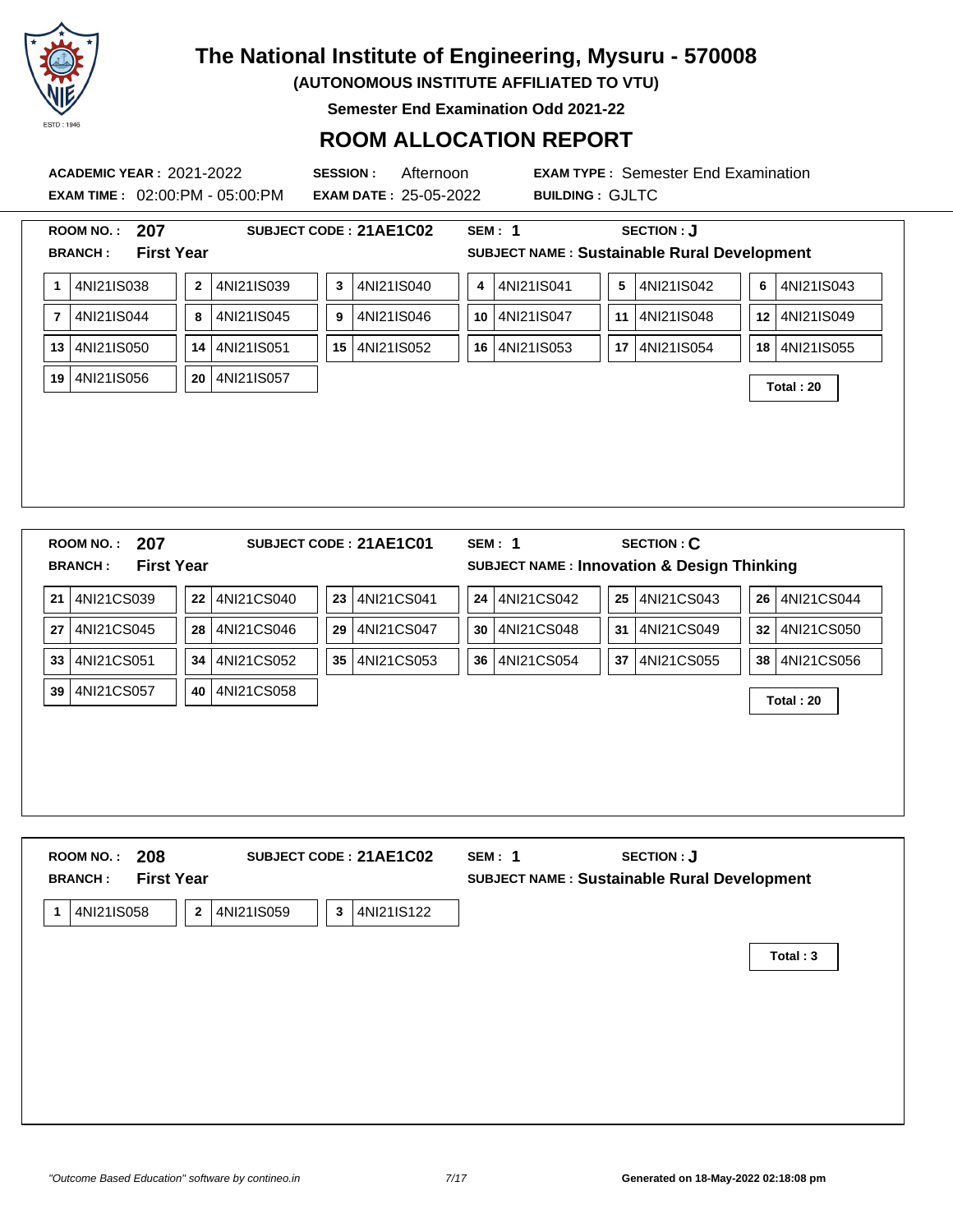# The National Institute of Engineering, Mysuru - 570008

**(AUTONOMOUS INSTITUTE AFFILIATED TO VTU)**

**Semester End Examination Odd 2021-22**

## ROOM ALLOCATION REPORT

**ACADEMIC YEAR :** 2021-2022 **SESSION :** Afternoon **EXAM TYPE :** Semester End Examination

**EXAM TIME :** 02:00:PM - 05:00:PM **EXAM DATE :** 25-05-2022 **BUILDING :** GJLTC

---

**ROOM NO. :** **207** **SUBJECT CODE :** **21AE1C02** **SEM :** **1** **SECTION :** **J**

**BRANCH :** **First Year** **SUBJECT NAME :** **Sustainable Rural Development**

| | | | | | | | | | | | |
|---|---|---|---|---|---|---|---|---|---|---|---|
| 1 | 4NI21IS038 | 2 | 4NI21IS039 | 3 | 4NI21IS040 | 4 | 4NI21IS041 | 5 | 4NI21IS042 | 6 | 4NI21IS043 |
| 7 | 4NI21IS044 | 8 | 4NI21IS045 | 9 | 4NI21IS046 | 10 | 4NI21IS047 | 11 | 4NI21IS048 | 12 | 4NI21IS049 |
| 13 | 4NI21IS050 | 14 | 4NI21IS051 | 15 | 4NI21IS052 | 16 | 4NI21IS053 | 17 | 4NI21IS054 | 18 | 4NI21IS055 |
| 19 | 4NI21IS056 | 20 | 4NI21IS057 | | | | | | | | |

**Total : 20**

---

**ROOM NO. :** **207** **SUBJECT CODE :** **21AE1C01** **SEM :** **1** **SECTION :** **C**

**BRANCH :** **First Year** **SUBJECT NAME :** **Innovation & Design Thinking**

| | | | | | | | | | | | |
|---|---|---|---|---|---|---|---|---|---|---|---|
| 21 | 4NI21CS039 | 22 | 4NI21CS040 | 23 | 4NI21CS041 | 24 | 4NI21CS042 | 25 | 4NI21CS043 | 26 | 4NI21CS044 |
| 27 | 4NI21CS045 | 28 | 4NI21CS046 | 29 | 4NI21CS047 | 30 | 4NI21CS048 | 31 | 4NI21CS049 | 32 | 4NI21CS050 |
| 33 | 4NI21CS051 | 34 | 4NI21CS052 | 35 | 4NI21CS053 | 36 | 4NI21CS054 | 37 | 4NI21CS055 | 38 | 4NI21CS056 |
| 39 | 4NI21CS057 | 40 | 4NI21CS058 | | | | | | | | |

**Total : 20**

---

**ROOM NO. :** **208** **SUBJECT CODE :** **21AE1C02** **SEM :** **1** **SECTION :** **J**

**BRANCH :** **First Year** **SUBJECT NAME :** **Sustainable Rural Development**

| | | | | | |
|---|---|---|---|---|---|
| 1 | 4NI21IS058 | 2 | 4NI21IS059 | 3 | 4NI21IS122 |

**Total : 3**

---

*"Outcome Based Education" software by contineo.in* **Generated on 18-May-2022 02:18:08 pm**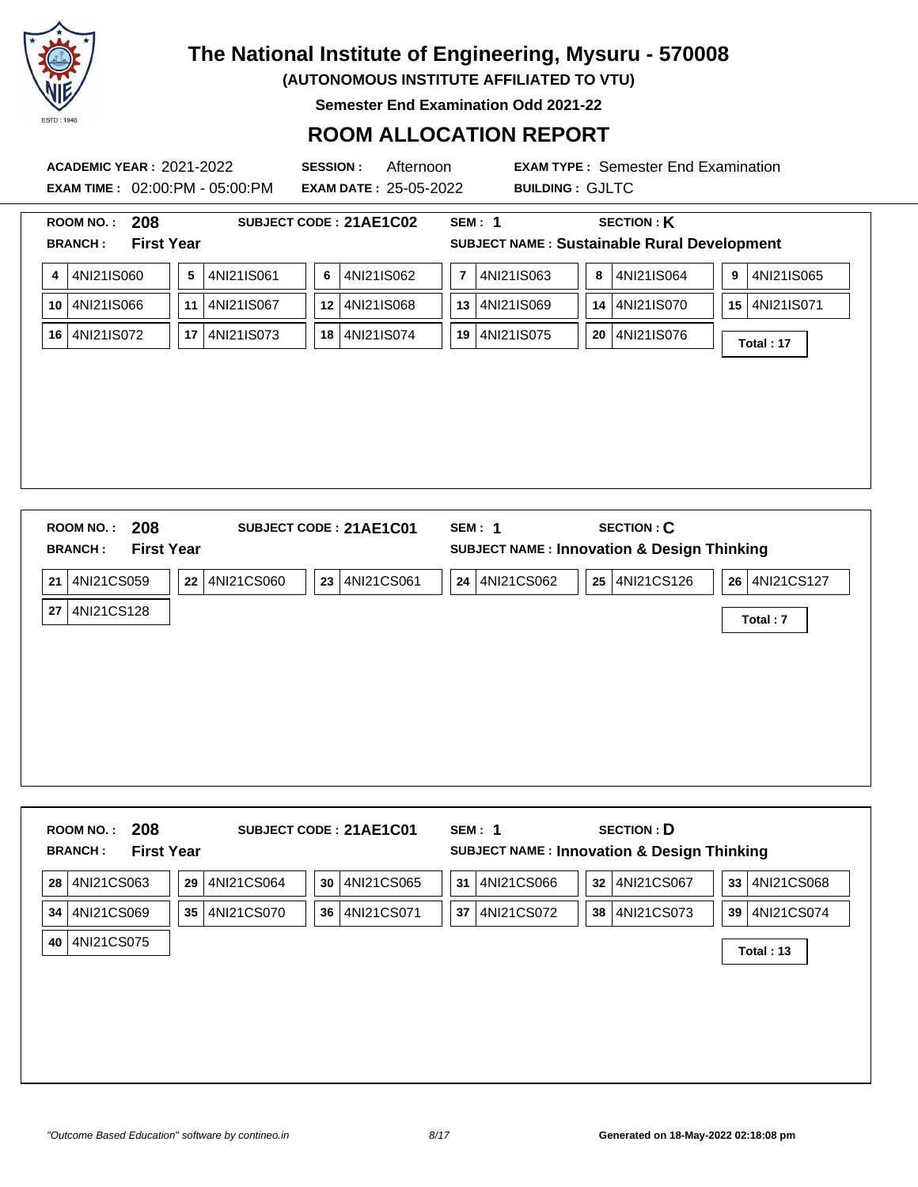# The National Institute of Engineering, Mysuru - 570008

**(AUTONOMOUS INSTITUTE AFFILIATED TO VTU)**

**Semester End Examination Odd 2021-22**

## ROOM ALLOCATION REPORT

**ACADEMIC YEAR :** 2021-2022 **SESSION :** Afternoon **EXAM TYPE :** Semester End Examination

**EXAM TIME :** 02:00:PM - 05:00:PM **EXAM DATE :** 25-05-2022 **BUILDING :** GJLTC

---

**ROOM NO. :** **208** **SUBJECT CODE : 21AE1C02** **SEM : 1** **SECTION : K**

**BRANCH :** **First Year** **SUBJECT NAME : Sustainable Rural Development**

| | | | | | |
|---|---|---|---|---|---|
| 4 4NI21IS060 | 5 4NI21IS061 | 6 4NI21IS062 | 7 4NI21IS063 | 8 4NI21IS064 | 9 4NI21IS065 |
| 10 4NI21IS066 | 11 4NI21IS067 | 12 4NI21IS068 | 13 4NI21IS069 | 14 4NI21IS070 | 15 4NI21IS071 |
| 16 4NI21IS072 | 17 4NI21IS073 | 18 4NI21IS074 | 19 4NI21IS075 | 20 4NI21IS076 | **Total : 17** |

---

**ROOM NO. :** **208** **SUBJECT CODE : 21AE1C01** **SEM : 1** **SECTION : C**

**BRANCH :** **First Year** **SUBJECT NAME : Innovation & Design Thinking**

| | | | | | |
|---|---|---|---|---|---|
| 21 4NI21CS059 | 22 4NI21CS060 | 23 4NI21CS061 | 24 4NI21CS062 | 25 4NI21CS126 | 26 4NI21CS127 |
| 27 4NI21CS128 | | | | | **Total : 7** |

---

**ROOM NO. :** **208** **SUBJECT CODE : 21AE1C01** **SEM : 1** **SECTION : D**

**BRANCH :** **First Year** **SUBJECT NAME : Innovation & Design Thinking**

| | | | | | |
|---|---|---|---|---|---|
| 28 4NI21CS063 | 29 4NI21CS064 | 30 4NI21CS065 | 31 4NI21CS066 | 32 4NI21CS067 | 33 4NI21CS068 |
| 34 4NI21CS069 | 35 4NI21CS070 | 36 4NI21CS071 | 37 4NI21CS072 | 38 4NI21CS073 | 39 4NI21CS074 |
| 40 4NI21CS075 | | | | | **Total : 13** |

*"Outcome Based Education" software by contineo.in*

**Generated on 18-May-2022 02:18:08 pm**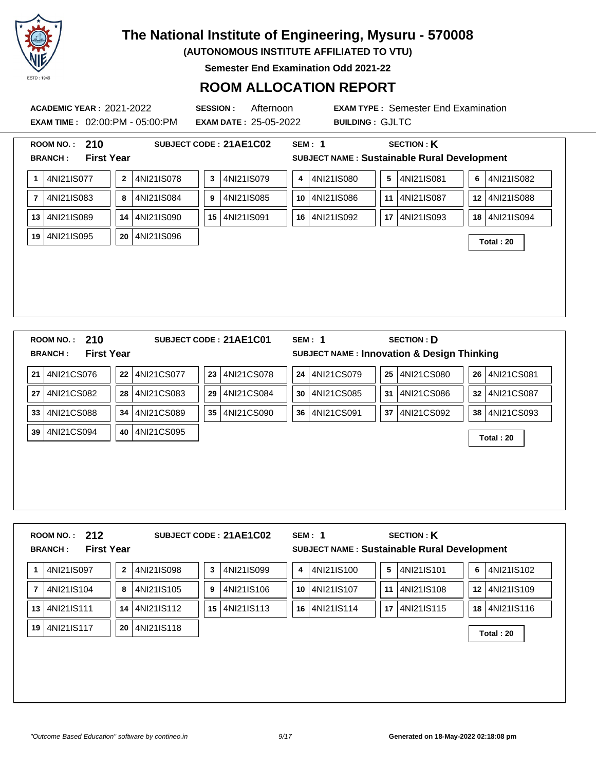# The National Institute of Engineering, Mysuru - 570008

**(AUTONOMOUS INSTITUTE AFFILIATED TO VTU)**

**Semester End Examination Odd 2021-22**

## ROOM ALLOCATION REPORT

**ACADEMIC YEAR :** 2021-2022 **SESSION :** Afternoon **EXAM TYPE :** Semester End Examination

**EXAM TIME :** 02:00:PM - 05:00:PM **EXAM DATE :** 25-05-2022 **BUILDING :** GJLTC

---

**ROOM NO. :** 210 **SUBJECT CODE : 21AE1C02** **SEM : 1** **SECTION : K**

**BRANCH : First Year** **SUBJECT NAME : Sustainable Rural Development**

| | | | | | |
|---|---|---|---|---|---|
| 1 4NI21IS077 | 2 4NI21IS078 | 3 4NI21IS079 | 4 4NI21IS080 | 5 4NI21IS081 | 6 4NI21IS082 |
| 7 4NI21IS083 | 8 4NI21IS084 | 9 4NI21IS085 | 10 4NI21IS086 | 11 4NI21IS087 | 12 4NI21IS088 |
| 13 4NI21IS089 | 14 4NI21IS090 | 15 4NI21IS091 | 16 4NI21IS092 | 17 4NI21IS093 | 18 4NI21IS094 |
| 19 4NI21IS095 | 20 4NI21IS096 | | | | |

**Total : 20**

---

**ROOM NO. :** 210 **SUBJECT CODE : 21AE1C01** **SEM : 1** **SECTION : D**

**BRANCH : First Year** **SUBJECT NAME : Innovation & Design Thinking**

| | | | | | |
|---|---|---|---|---|---|
| 21 4NI21CS076 | 22 4NI21CS077 | 23 4NI21CS078 | 24 4NI21CS079 | 25 4NI21CS080 | 26 4NI21CS081 |
| 27 4NI21CS082 | 28 4NI21CS083 | 29 4NI21CS084 | 30 4NI21CS085 | 31 4NI21CS086 | 32 4NI21CS087 |
| 33 4NI21CS088 | 34 4NI21CS089 | 35 4NI21CS090 | 36 4NI21CS091 | 37 4NI21CS092 | 38 4NI21CS093 |
| 39 4NI21CS094 | 40 4NI21CS095 | | | | |

**Total : 20**

---

**ROOM NO. :** 212 **SUBJECT CODE : 21AE1C02** **SEM : 1** **SECTION : K**

**BRANCH : First Year** **SUBJECT NAME : Sustainable Rural Development**

| | | | | | |
|---|---|---|---|---|---|
| 1 4NI21IS097 | 2 4NI21IS098 | 3 4NI21IS099 | 4 4NI21IS100 | 5 4NI21IS101 | 6 4NI21IS102 |
| 7 4NI21IS104 | 8 4NI21IS105 | 9 4NI21IS106 | 10 4NI21IS107 | 11 4NI21IS108 | 12 4NI21IS109 |
| 13 4NI21IS111 | 14 4NI21IS112 | 15 4NI21IS113 | 16 4NI21IS114 | 17 4NI21IS115 | 18 4NI21IS116 |
| 19 4NI21IS117 | 20 4NI21IS118 | | | | |

**Total : 20**

*"Outcome Based Education" software by contineo.in* **Generated on 18-May-2022 02:18:08 pm**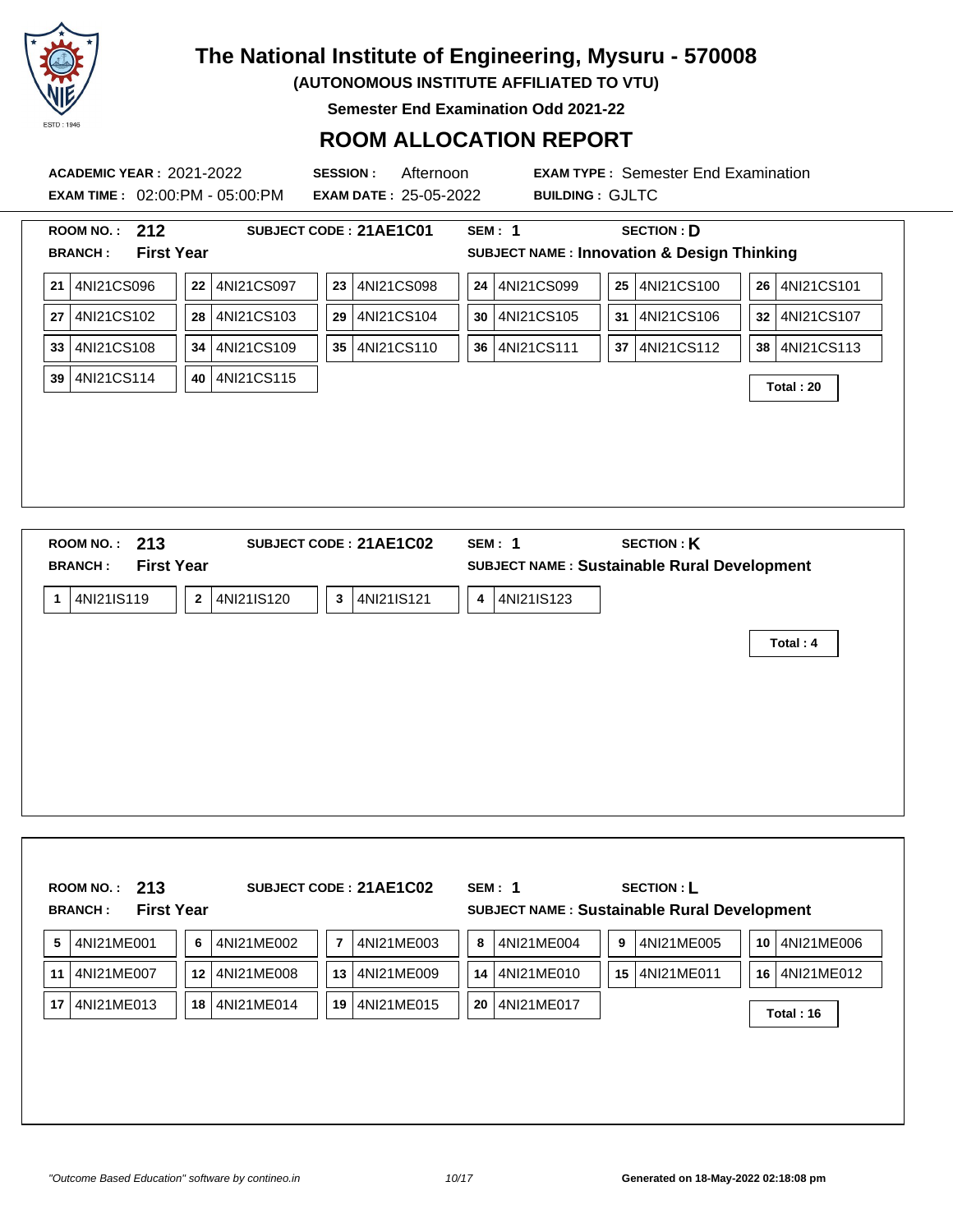# The National Institute of Engineering, Mysuru - 570008

**(AUTONOMOUS INSTITUTE AFFILIATED TO VTU)**

**Semester End Examination Odd 2021-22**

## ROOM ALLOCATION REPORT

**ACADEMIC YEAR :** 2021-2022 **SESSION :** Afternoon **EXAM TYPE :** Semester End Examination

**EXAM TIME :** 02:00:PM - 05:00:PM **EXAM DATE :** 25-05-2022 **BUILDING :** GJLTC

---

**ROOM NO. : 212** **SUBJECT CODE : 21AE1C01** **SEM : 1** **SECTION : D**

**BRANCH : First Year** **SUBJECT NAME : Innovation & Design Thinking**

| | | | | | | | | | | | |
|---|---|---|---|---|---|---|---|---|---|---|---|
| 21 | 4NI21CS096 | 22 | 4NI21CS097 | 23 | 4NI21CS098 | 24 | 4NI21CS099 | 25 | 4NI21CS100 | 26 | 4NI21CS101 |
| 27 | 4NI21CS102 | 28 | 4NI21CS103 | 29 | 4NI21CS104 | 30 | 4NI21CS105 | 31 | 4NI21CS106 | 32 | 4NI21CS107 |
| 33 | 4NI21CS108 | 34 | 4NI21CS109 | 35 | 4NI21CS110 | 36 | 4NI21CS111 | 37 | 4NI21CS112 | 38 | 4NI21CS113 |
| 39 | 4NI21CS114 | 40 | 4NI21CS115 | | | | | | | | |

**Total : 20**

---

**ROOM NO. : 213** **SUBJECT CODE : 21AE1C02** **SEM : 1** **SECTION : K**

**BRANCH : First Year** **SUBJECT NAME : Sustainable Rural Development**

| | | | | | | | |
|---|---|---|---|---|---|---|---|
| 1 | 4NI21IS119 | 2 | 4NI21IS120 | 3 | 4NI21IS121 | 4 | 4NI21IS123 |

**Total : 4**

---

**ROOM NO. : 213** **SUBJECT CODE : 21AE1C02** **SEM : 1** **SECTION : L**

**BRANCH : First Year** **SUBJECT NAME : Sustainable Rural Development**

| | | | | | | | | | | | |
|---|---|---|---|---|---|---|---|---|---|---|---|
| 5 | 4NI21ME001 | 6 | 4NI21ME002 | 7 | 4NI21ME003 | 8 | 4NI21ME004 | 9 | 4NI21ME005 | 10 | 4NI21ME006 |
| 11 | 4NI21ME007 | 12 | 4NI21ME008 | 13 | 4NI21ME009 | 14 | 4NI21ME010 | 15 | 4NI21ME011 | 16 | 4NI21ME012 |
| 17 | 4NI21ME013 | 18 | 4NI21ME014 | 19 | 4NI21ME015 | 20 | 4NI21ME017 | | | | |

**Total : 16**

*"Outcome Based Education" software by contineo.in* **Generated on 18-May-2022 02:18:08 pm**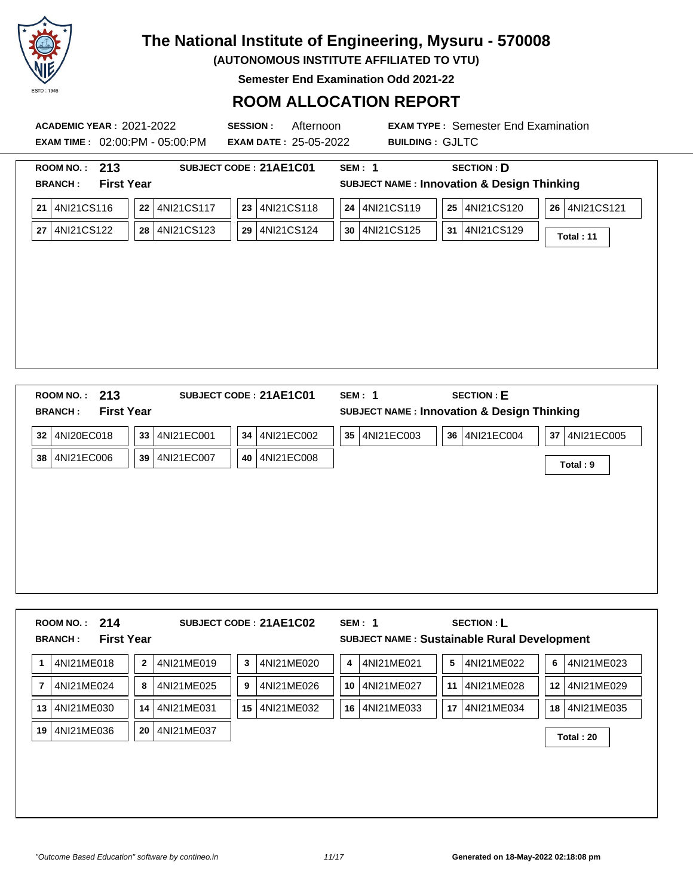# The National Institute of Engineering, Mysuru - 570008

**(AUTONOMOUS INSTITUTE AFFILIATED TO VTU)**

**Semester End Examination Odd 2021-22**

## ROOM ALLOCATION REPORT

**ACADEMIC YEAR :** 2021-2022 **SESSION :** Afternoon **EXAM TYPE :** Semester End Examination

**EXAM TIME :** 02:00:PM - 05:00:PM **EXAM DATE :** 25-05-2022 **BUILDING :** GJLTC

---

**ROOM NO. : 213** **SUBJECT CODE : 21AE1C01** **SEM : 1** **SECTION : D**

**BRANCH : First Year** **SUBJECT NAME : Innovation & Design Thinking**

| | | | | | | | | | | | |
|---|---|---|---|---|---|---|---|---|---|---|---|
| 21 | 4NI21CS116 | 22 | 4NI21CS117 | 23 | 4NI21CS118 | 24 | 4NI21CS119 | 25 | 4NI21CS120 | 26 | 4NI21CS121 |
| 27 | 4NI21CS122 | 28 | 4NI21CS123 | 29 | 4NI21CS124 | 30 | 4NI21CS125 | 31 | 4NI21CS129 | | |

**Total : 11**

---

**ROOM NO. : 213** **SUBJECT CODE : 21AE1C01** **SEM : 1** **SECTION : E**

**BRANCH : First Year** **SUBJECT NAME : Innovation & Design Thinking**

| | | | | | | | | | | | |
|---|---|---|---|---|---|---|---|---|---|---|---|
| 32 | 4NI20EC018 | 33 | 4NI21EC001 | 34 | 4NI21EC002 | 35 | 4NI21EC003 | 36 | 4NI21EC004 | 37 | 4NI21EC005 |
| 38 | 4NI21EC006 | 39 | 4NI21EC007 | 40 | 4NI21EC008 | | | | | | |

**Total : 9**

---

**ROOM NO. : 214** **SUBJECT CODE : 21AE1C02** **SEM : 1** **SECTION : L**

**BRANCH : First Year** **SUBJECT NAME : Sustainable Rural Development**

| | | | | | | | | | | | |
|---|---|---|---|---|---|---|---|---|---|---|---|
| 1 | 4NI21ME018 | 2 | 4NI21ME019 | 3 | 4NI21ME020 | 4 | 4NI21ME021 | 5 | 4NI21ME022 | 6 | 4NI21ME023 |
| 7 | 4NI21ME024 | 8 | 4NI21ME025 | 9 | 4NI21ME026 | 10 | 4NI21ME027 | 11 | 4NI21ME028 | 12 | 4NI21ME029 |
| 13 | 4NI21ME030 | 14 | 4NI21ME031 | 15 | 4NI21ME032 | 16 | 4NI21ME033 | 17 | 4NI21ME034 | 18 | 4NI21ME035 |
| 19 | 4NI21ME036 | 20 | 4NI21ME037 | | | | | | | | |

**Total : 20**

*"Outcome Based Education" software by contineo.in*

**Generated on 18-May-2022 02:18:08 pm**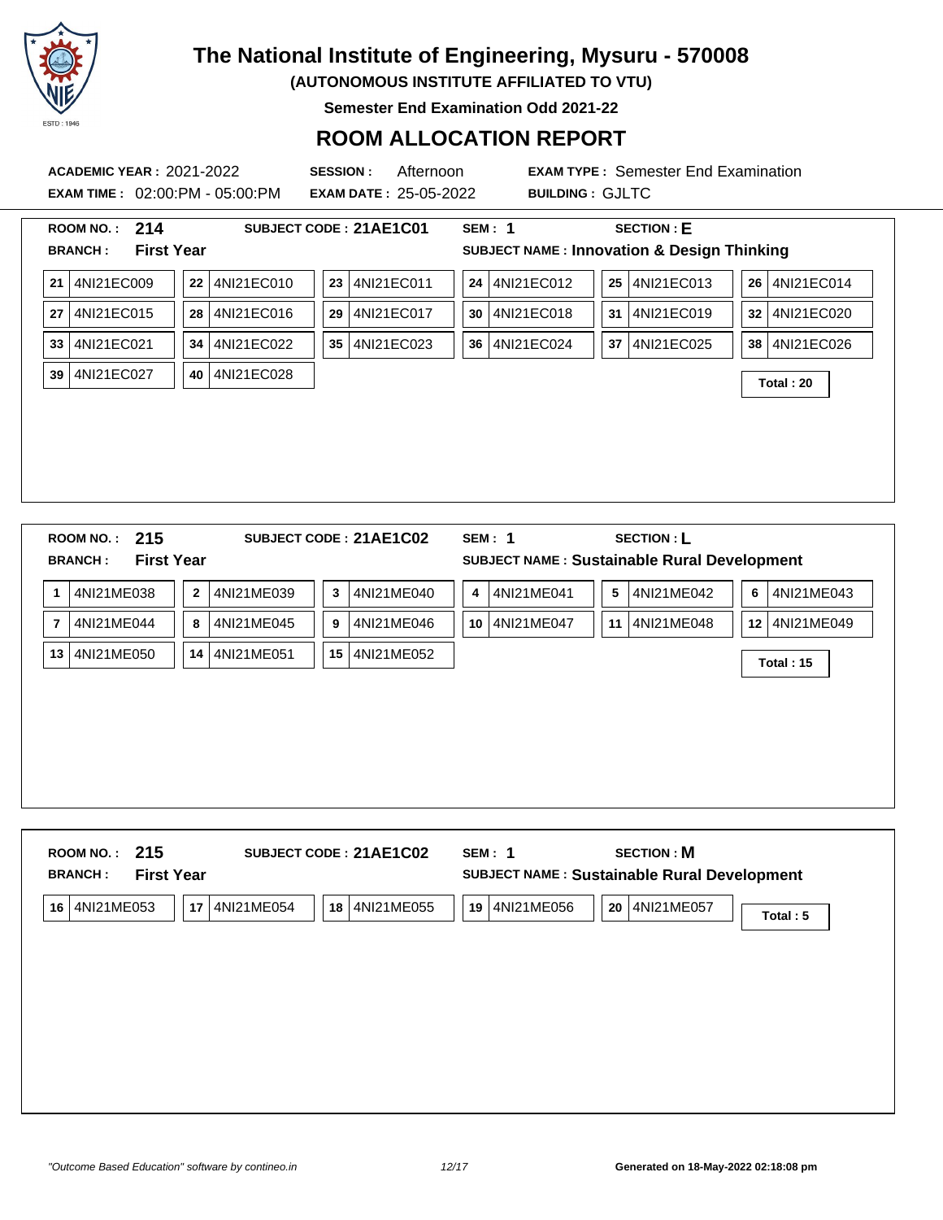# The National Institute of Engineering, Mysuru - 570008

**(AUTONOMOUS INSTITUTE AFFILIATED TO VTU)**

**Semester End Examination Odd 2021-22**

## ROOM ALLOCATION REPORT

**ACADEMIC YEAR :** 2021-2022 **SESSION :** Afternoon **EXAM TYPE :** Semester End Examination

**EXAM TIME :** 02:00:PM - 05:00:PM **EXAM DATE :** 25-05-2022 **BUILDING :** GJLTC

---

**ROOM NO. : 214** **SUBJECT CODE : 21AE1C01** **SEM : 1** **SECTION : E**

**BRANCH : First Year** **SUBJECT NAME : Innovation & Design Thinking**

| | | | | | |
|---|---|---|---|---|---|
| 21 4NI21EC009 | 22 4NI21EC010 | 23 4NI21EC011 | 24 4NI21EC012 | 25 4NI21EC013 | 26 4NI21EC014 |
| 27 4NI21EC015 | 28 4NI21EC016 | 29 4NI21EC017 | 30 4NI21EC018 | 31 4NI21EC019 | 32 4NI21EC020 |
| 33 4NI21EC021 | 34 4NI21EC022 | 35 4NI21EC023 | 36 4NI21EC024 | 37 4NI21EC025 | 38 4NI21EC026 |
| 39 4NI21EC027 | 40 4NI21EC028 | | | | |

**Total : 20**

---

**ROOM NO. : 215** **SUBJECT CODE : 21AE1C02** **SEM : 1** **SECTION : L**

**BRANCH : First Year** **SUBJECT NAME : Sustainable Rural Development**

| | | | | | |
|---|---|---|---|---|---|
| 1 4NI21ME038 | 2 4NI21ME039 | 3 4NI21ME040 | 4 4NI21ME041 | 5 4NI21ME042 | 6 4NI21ME043 |
| 7 4NI21ME044 | 8 4NI21ME045 | 9 4NI21ME046 | 10 4NI21ME047 | 11 4NI21ME048 | 12 4NI21ME049 |
| 13 4NI21ME050 | 14 4NI21ME051 | 15 4NI21ME052 | | | |

**Total : 15**

---

**ROOM NO. : 215** **SUBJECT CODE : 21AE1C02** **SEM : 1** **SECTION : M**

**BRANCH : First Year** **SUBJECT NAME : Sustainable Rural Development**

| | | | | |
|---|---|---|---|---|
| 16 4NI21ME053 | 17 4NI21ME054 | 18 4NI21ME055 | 19 4NI21ME056 | 20 4NI21ME057 |

**Total : 5**

---

*"Outcome Based Education" software by contineo.in*

**Generated on 18-May-2022 02:18:08 pm**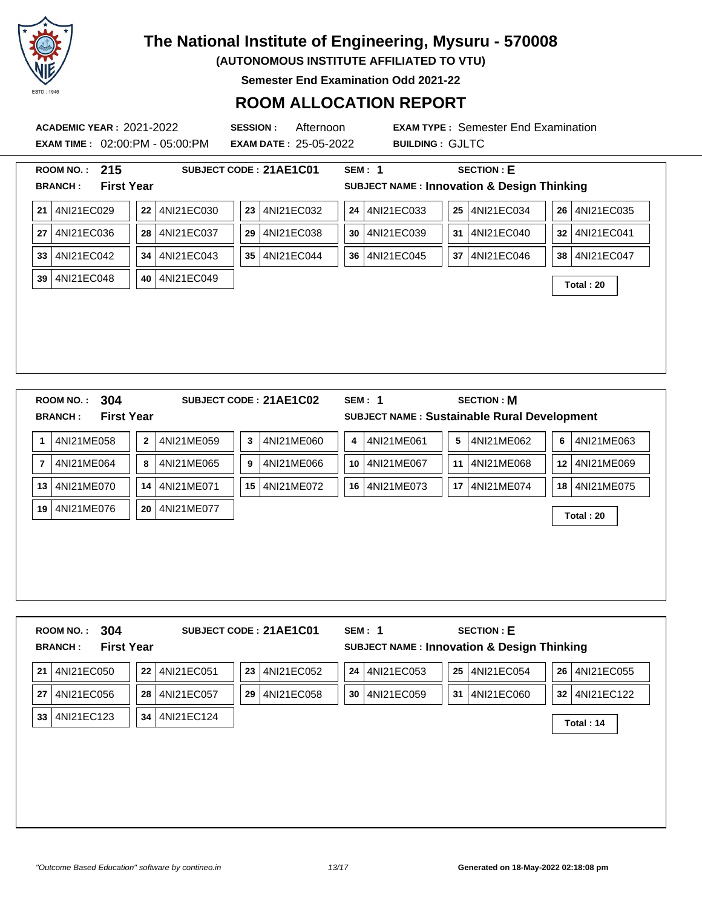# The National Institute of Engineering, Mysuru - 570008

**(AUTONOMOUS INSTITUTE AFFILIATED TO VTU)**

**Semester End Examination Odd 2021-22**

## ROOM ALLOCATION REPORT

**ACADEMIC YEAR :** 2021-2022 **SESSION :** Afternoon **EXAM TYPE :** Semester End Examination

**EXAM TIME :** 02:00:PM - 05:00:PM **EXAM DATE :** 25-05-2022 **BUILDING :** GJLTC

---

**ROOM NO. :** 215 **SUBJECT CODE :** 21AE1C01 **SEM :** 1 **SECTION :** E

**BRANCH :** First Year **SUBJECT NAME :** Innovation & Design Thinking

| | | | | | | | | | | | |
|---|---|---|---|---|---|---|---|---|---|---|---|
| 21 | 4NI21EC029 | 22 | 4NI21EC030 | 23 | 4NI21EC032 | 24 | 4NI21EC033 | 25 | 4NI21EC034 | 26 | 4NI21EC035 |
| 27 | 4NI21EC036 | 28 | 4NI21EC037 | 29 | 4NI21EC038 | 30 | 4NI21EC039 | 31 | 4NI21EC040 | 32 | 4NI21EC041 |
| 33 | 4NI21EC042 | 34 | 4NI21EC043 | 35 | 4NI21EC044 | 36 | 4NI21EC045 | 37 | 4NI21EC046 | 38 | 4NI21EC047 |
| 39 | 4NI21EC048 | 40 | 4NI21EC049 | | | | | | | | |

**Total : 20**

---

**ROOM NO. :** 304 **SUBJECT CODE :** 21AE1C02 **SEM :** 1 **SECTION :** M

**BRANCH :** First Year **SUBJECT NAME :** Sustainable Rural Development

| | | | | | | | | | | | |
|---|---|---|---|---|---|---|---|---|---|---|---|
| 1 | 4NI21ME058 | 2 | 4NI21ME059 | 3 | 4NI21ME060 | 4 | 4NI21ME061 | 5 | 4NI21ME062 | 6 | 4NI21ME063 |
| 7 | 4NI21ME064 | 8 | 4NI21ME065 | 9 | 4NI21ME066 | 10 | 4NI21ME067 | 11 | 4NI21ME068 | 12 | 4NI21ME069 |
| 13 | 4NI21ME070 | 14 | 4NI21ME071 | 15 | 4NI21ME072 | 16 | 4NI21ME073 | 17 | 4NI21ME074 | 18 | 4NI21ME075 |
| 19 | 4NI21ME076 | 20 | 4NI21ME077 | | | | | | | | |

**Total : 20**

---

**ROOM NO. :** 304 **SUBJECT CODE :** 21AE1C01 **SEM :** 1 **SECTION :** E

**BRANCH :** First Year **SUBJECT NAME :** Innovation & Design Thinking

| | | | | | | | | | | | |
|---|---|---|---|---|---|---|---|---|---|---|---|
| 21 | 4NI21EC050 | 22 | 4NI21EC051 | 23 | 4NI21EC052 | 24 | 4NI21EC053 | 25 | 4NI21EC054 | 26 | 4NI21EC055 |
| 27 | 4NI21EC056 | 28 | 4NI21EC057 | 29 | 4NI21EC058 | 30 | 4NI21EC059 | 31 | 4NI21EC060 | 32 | 4NI21EC122 |
| 33 | 4NI21EC123 | 34 | 4NI21EC124 | | | | | | | | |

**Total : 14**

---

*"Outcome Based Education" software by contineo.in* **Generated on 18-May-2022 02:18:08 pm**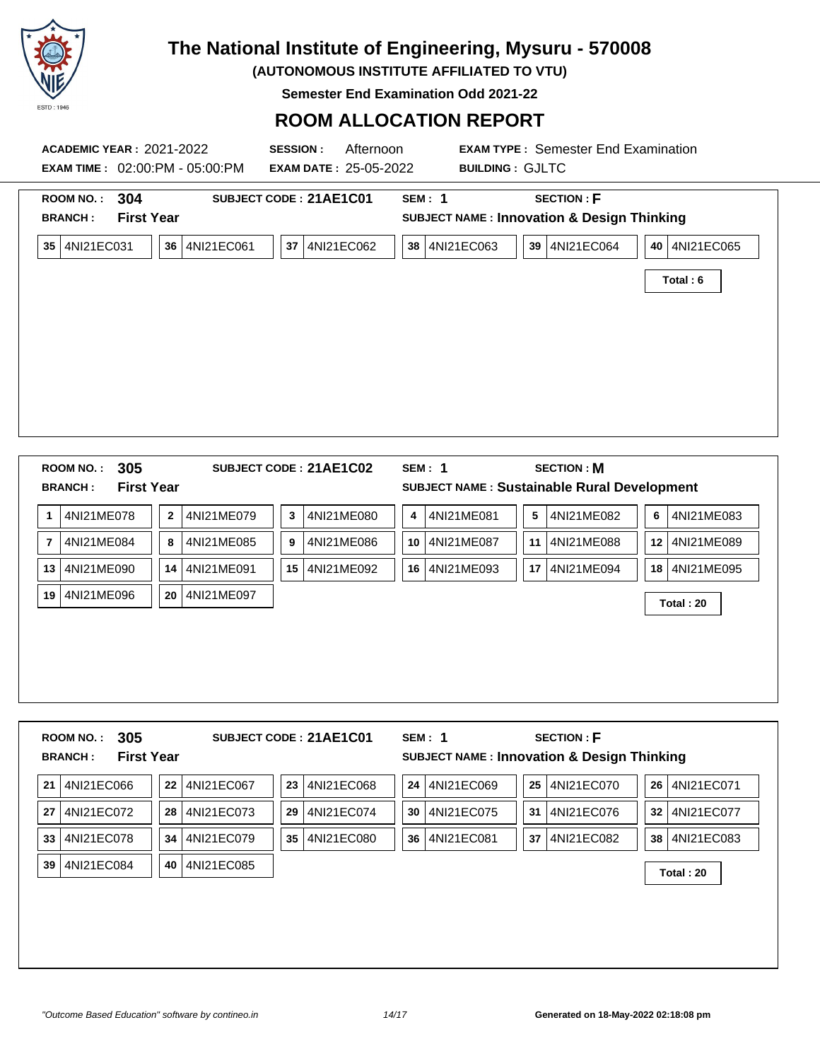# The National Institute of Engineering, Mysuru - 570008

**(AUTONOMOUS INSTITUTE AFFILIATED TO VTU)**

**Semester End Examination Odd 2021-22**

## ROOM ALLOCATION REPORT

**ACADEMIC YEAR :** 2021-2022 **SESSION :** Afternoon **EXAM TYPE :** Semester End Examination

**EXAM TIME :** 02:00:PM - 05:00:PM **EXAM DATE :** 25-05-2022 **BUILDING :** GJLTC

---

**ROOM NO. :** 304 **SUBJECT CODE : 21AE1C01** **SEM : 1** **SECTION : F**

**BRANCH :** First Year **SUBJECT NAME : Innovation & Design Thinking**

| | | | | | |
|---|---|---|---|---|---|
| 35 4NI21EC031 | 36 4NI21EC061 | 37 4NI21EC062 | 38 4NI21EC063 | 39 4NI21EC064 | 40 4NI21EC065 |

**Total : 6**

---

**ROOM NO. :** 305 **SUBJECT CODE : 21AE1C02** **SEM : 1** **SECTION : M**

**BRANCH :** First Year **SUBJECT NAME : Sustainable Rural Development**

| | | | | | |
|---|---|---|---|---|---|
| 1 4NI21ME078 | 2 4NI21ME079 | 3 4NI21ME080 | 4 4NI21ME081 | 5 4NI21ME082 | 6 4NI21ME083 |
| 7 4NI21ME084 | 8 4NI21ME085 | 9 4NI21ME086 | 10 4NI21ME087 | 11 4NI21ME088 | 12 4NI21ME089 |
| 13 4NI21ME090 | 14 4NI21ME091 | 15 4NI21ME092 | 16 4NI21ME093 | 17 4NI21ME094 | 18 4NI21ME095 |
| 19 4NI21ME096 | 20 4NI21ME097 | | | | |

**Total : 20**

---

**ROOM NO. :** 305 **SUBJECT CODE : 21AE1C01** **SEM : 1** **SECTION : F**

**BRANCH :** First Year **SUBJECT NAME : Innovation & Design Thinking**

| | | | | | |
|---|---|---|---|---|---|
| 21 4NI21EC066 | 22 4NI21EC067 | 23 4NI21EC068 | 24 4NI21EC069 | 25 4NI21EC070 | 26 4NI21EC071 |
| 27 4NI21EC072 | 28 4NI21EC073 | 29 4NI21EC074 | 30 4NI21EC075 | 31 4NI21EC076 | 32 4NI21EC077 |
| 33 4NI21EC078 | 34 4NI21EC079 | 35 4NI21EC080 | 36 4NI21EC081 | 37 4NI21EC082 | 38 4NI21EC083 |
| 39 4NI21EC084 | 40 4NI21EC085 | | | | |

**Total : 20**

*"Outcome Based Education" software by contineo.in* **Generated on 18-May-2022 02:18:08 pm**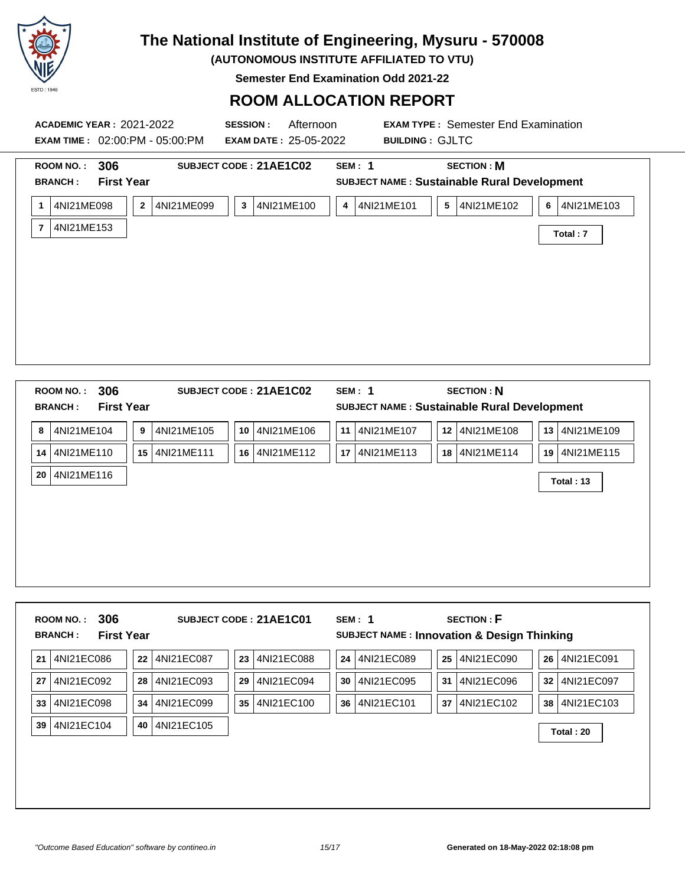# The National Institute of Engineering, Mysuru - 570008

**(AUTONOMOUS INSTITUTE AFFILIATED TO VTU)**

**Semester End Examination Odd 2021-22**

## ROOM ALLOCATION REPORT

**ACADEMIC YEAR :** 2021-2022 **SESSION :** Afternoon **EXAM TYPE :** Semester End Examination

**EXAM TIME :** 02:00:PM - 05:00:PM **EXAM DATE :** 25-05-2022 **BUILDING :** GJLTC

---

**ROOM NO. :** 306 **SUBJECT CODE :** 21AE1C02 **SEM :** 1 **SECTION :** M

**BRANCH :** First Year **SUBJECT NAME :** Sustainable Rural Development

| | | | | | |
|---|---|---|---|---|---|
| 1 4NI21ME098 | 2 4NI21ME099 | 3 4NI21ME100 | 4 4NI21ME101 | 5 4NI21ME102 | 6 4NI21ME103 |
| 7 4NI21ME153 | | | | | |

**Total : 7**

---

**ROOM NO. :** 306 **SUBJECT CODE :** 21AE1C02 **SEM :** 1 **SECTION :** N

**BRANCH :** First Year **SUBJECT NAME :** Sustainable Rural Development

| | | | | | |
|---|---|---|---|---|---|
| 8 4NI21ME104 | 9 4NI21ME105 | 10 4NI21ME106 | 11 4NI21ME107 | 12 4NI21ME108 | 13 4NI21ME109 |
| 14 4NI21ME110 | 15 4NI21ME111 | 16 4NI21ME112 | 17 4NI21ME113 | 18 4NI21ME114 | 19 4NI21ME115 |
| 20 4NI21ME116 | | | | | |

**Total : 13**

---

**ROOM NO. :** 306 **SUBJECT CODE :** 21AE1C01 **SEM :** 1 **SECTION :** F

**BRANCH :** First Year **SUBJECT NAME :** Innovation & Design Thinking

| | | | | | |
|---|---|---|---|---|---|
| 21 4NI21EC086 | 22 4NI21EC087 | 23 4NI21EC088 | 24 4NI21EC089 | 25 4NI21EC090 | 26 4NI21EC091 |
| 27 4NI21EC092 | 28 4NI21EC093 | 29 4NI21EC094 | 30 4NI21EC095 | 31 4NI21EC096 | 32 4NI21EC097 |
| 33 4NI21EC098 | 34 4NI21EC099 | 35 4NI21EC100 | 36 4NI21EC101 | 37 4NI21EC102 | 38 4NI21EC103 |
| 39 4NI21EC104 | 40 4NI21EC105 | | | | |

**Total : 20**

*"Outcome Based Education" software by contineo.in* **Generated on 18-May-2022 02:18:08 pm**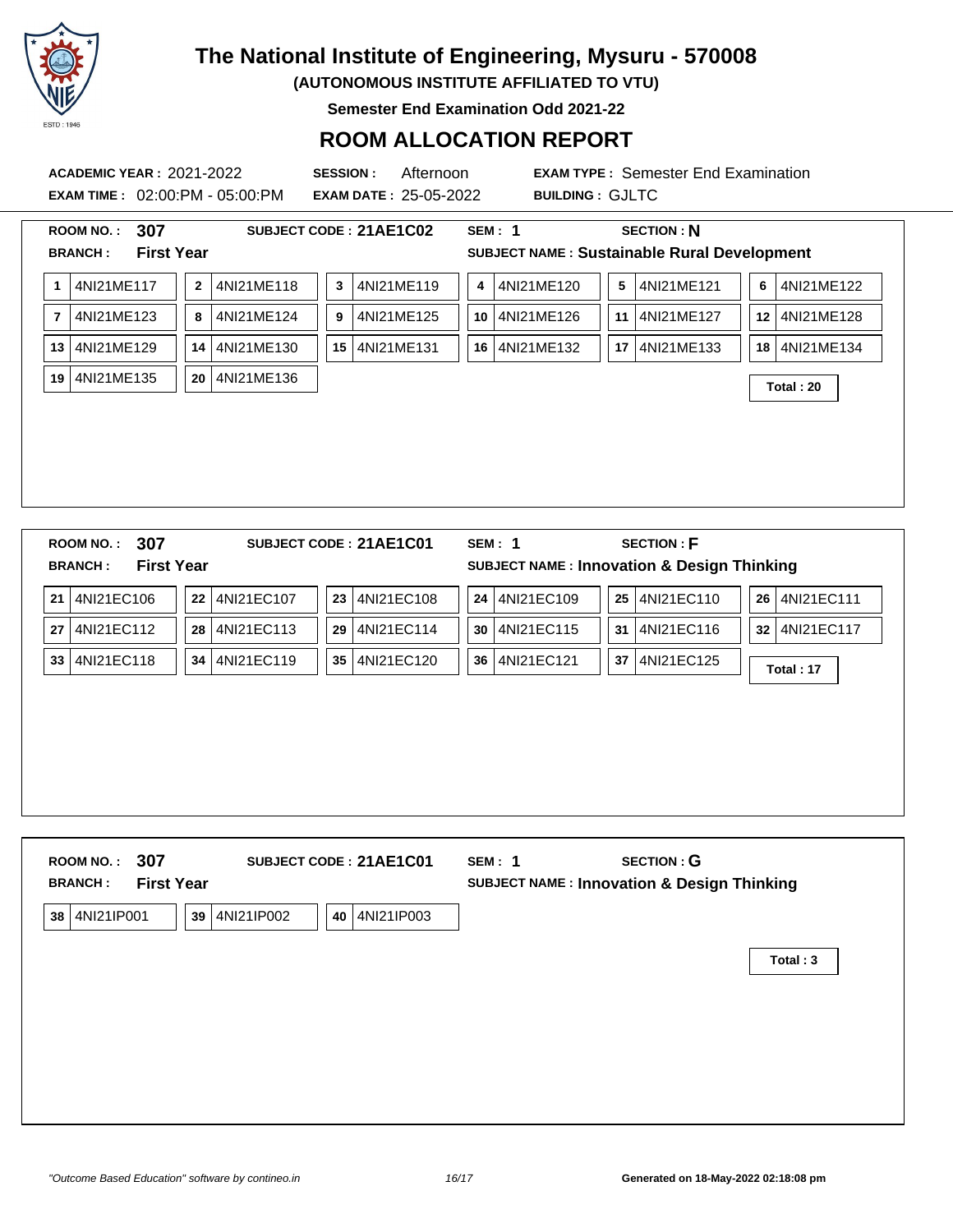# The National Institute of Engineering, Mysuru - 570008

**(AUTONOMOUS INSTITUTE AFFILIATED TO VTU)**

**Semester End Examination Odd 2021-22**

## ROOM ALLOCATION REPORT

**ACADEMIC YEAR :** 2021-2022 **SESSION :** Afternoon **EXAM TYPE :** Semester End Examination

**EXAM TIME :** 02:00:PM - 05:00:PM **EXAM DATE :** 25-05-2022 **BUILDING :** GJLTC

---

**ROOM NO. :** 307 **SUBJECT CODE :** 21AE1C02 **SEM :** 1 **SECTION :** N

**BRANCH :** First Year **SUBJECT NAME :** Sustainable Rural Development

| | | | | | | | | | | | |
|---|---|---|---|---|---|---|---|---|---|---|---|
| 1 | 4NI21ME117 | 2 | 4NI21ME118 | 3 | 4NI21ME119 | 4 | 4NI21ME120 | 5 | 4NI21ME121 | 6 | 4NI21ME122 |
| 7 | 4NI21ME123 | 8 | 4NI21ME124 | 9 | 4NI21ME125 | 10 | 4NI21ME126 | 11 | 4NI21ME127 | 12 | 4NI21ME128 |
| 13 | 4NI21ME129 | 14 | 4NI21ME130 | 15 | 4NI21ME131 | 16 | 4NI21ME132 | 17 | 4NI21ME133 | 18 | 4NI21ME134 |
| 19 | 4NI21ME135 | 20 | 4NI21ME136 | | | | | | | | |

**Total : 20**

---

**ROOM NO. :** 307 **SUBJECT CODE :** 21AE1C01 **SEM :** 1 **SECTION :** F

**BRANCH :** First Year **SUBJECT NAME :** Innovation & Design Thinking

| | | | | | | | | | | | |
|---|---|---|---|---|---|---|---|---|---|---|---|
| 21 | 4NI21EC106 | 22 | 4NI21EC107 | 23 | 4NI21EC108 | 24 | 4NI21EC109 | 25 | 4NI21EC110 | 26 | 4NI21EC111 |
| 27 | 4NI21EC112 | 28 | 4NI21EC113 | 29 | 4NI21EC114 | 30 | 4NI21EC115 | 31 | 4NI21EC116 | 32 | 4NI21EC117 |
| 33 | 4NI21EC118 | 34 | 4NI21EC119 | 35 | 4NI21EC120 | 36 | 4NI21EC121 | 37 | 4NI21EC125 | | |

**Total : 17**

---

**ROOM NO. :** 307 **SUBJECT CODE :** 21AE1C01 **SEM :** 1 **SECTION :** G

**BRANCH :** First Year **SUBJECT NAME :** Innovation & Design Thinking

| | | | | | |
|---|---|---|---|---|---|
| 38 | 4NI21IP001 | 39 | 4NI21IP002 | 40 | 4NI21IP003 |

**Total : 3**

*"Outcome Based Education" software by contineo.in*

**Generated on 18-May-2022 02:18:08 pm**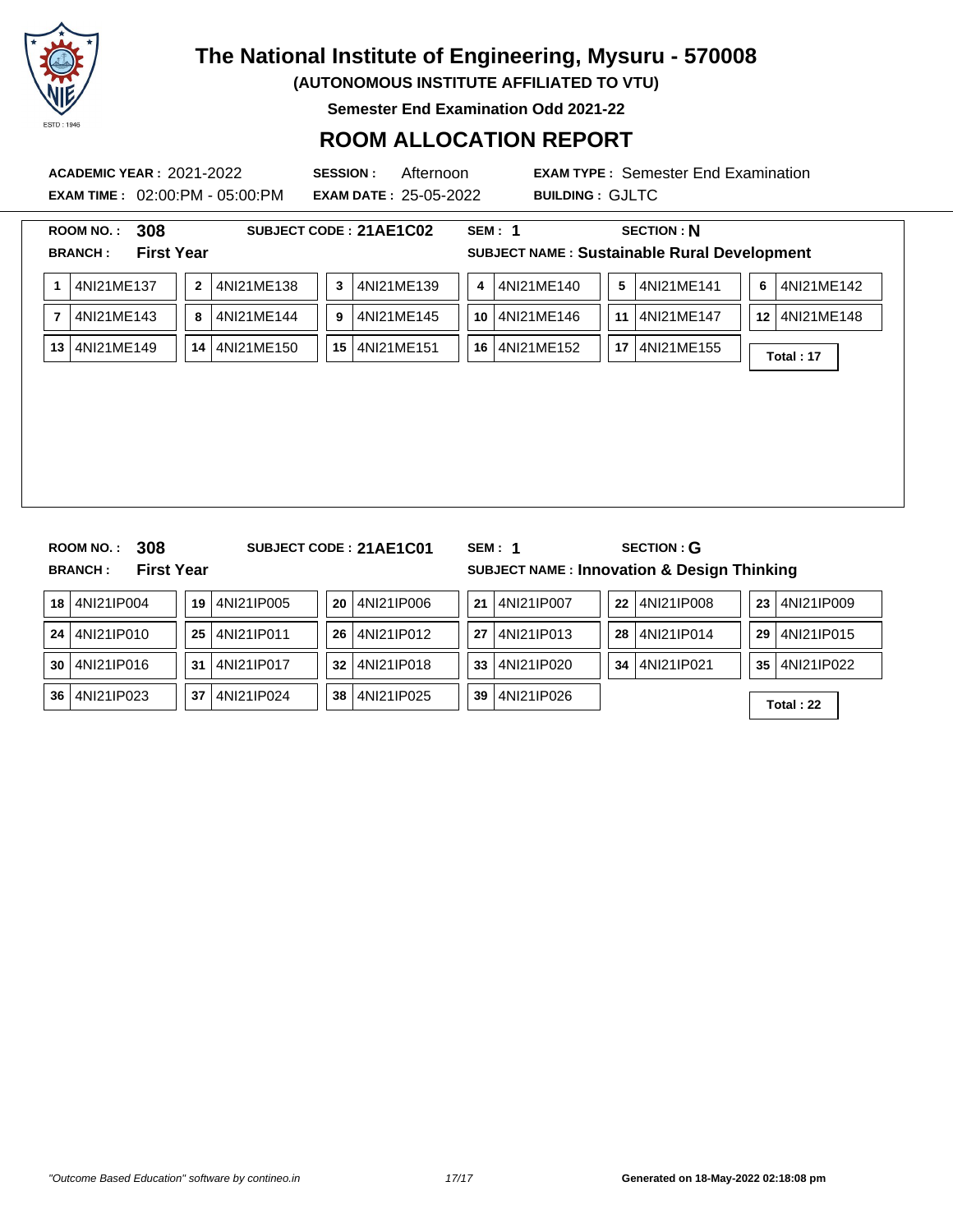# The National Institute of Engineering, Mysuru - 570008

**(AUTONOMOUS INSTITUTE AFFILIATED TO VTU)**

**Semester End Examination Odd 2021-22**

## ROOM ALLOCATION REPORT

**ACADEMIC YEAR :** 2021-2022 **SESSION :** Afternoon **EXAM TYPE :** Semester End Examination

**EXAM TIME :** 02:00:PM - 05:00:PM **EXAM DATE :** 25-05-2022 **BUILDING :** GJLTC

**ROOM NO. :** 308 **SUBJECT CODE : 21AE1C02** **SEM : 1** **SECTION : N**

**BRANCH :** First Year **SUBJECT NAME : Sustainable Rural Development**

| | | | | | | | | | | | |
|---|---|---|---|---|---|---|---|---|---|---|---|
| 1 | 4NI21ME137 | 2 | 4NI21ME138 | 3 | 4NI21ME139 | 4 | 4NI21ME140 | 5 | 4NI21ME141 | 6 | 4NI21ME142 |
| 7 | 4NI21ME143 | 8 | 4NI21ME144 | 9 | 4NI21ME145 | 10 | 4NI21ME146 | 11 | 4NI21ME147 | 12 | 4NI21ME148 |
| 13 | 4NI21ME149 | 14 | 4NI21ME150 | 15 | 4NI21ME151 | 16 | 4NI21ME152 | 17 | 4NI21ME155 | | |

**Total : 17**

**ROOM NO. :** 308 **SUBJECT CODE : 21AE1C01** **SEM : 1** **SECTION : G**

**BRANCH :** First Year **SUBJECT NAME : Innovation & Design Thinking**

| | | | | | | | | | | | |
|---|---|---|---|---|---|---|---|---|---|---|---|
| 18 | 4NI21IP004 | 19 | 4NI21IP005 | 20 | 4NI21IP006 | 21 | 4NI21IP007 | 22 | 4NI21IP008 | 23 | 4NI21IP009 |
| 24 | 4NI21IP010 | 25 | 4NI21IP011 | 26 | 4NI21IP012 | 27 | 4NI21IP013 | 28 | 4NI21IP014 | 29 | 4NI21IP015 |
| 30 | 4NI21IP016 | 31 | 4NI21IP017 | 32 | 4NI21IP018 | 33 | 4NI21IP020 | 34 | 4NI21IP021 | 35 | 4NI21IP022 |
| 36 | 4NI21IP023 | 37 | 4NI21IP024 | 38 | 4NI21IP025 | 39 | 4NI21IP026 | | | | |

**Total : 22**

*"Outcome Based Education" software by contineo.in* **Generated on 18-May-2022 02:18:08 pm**